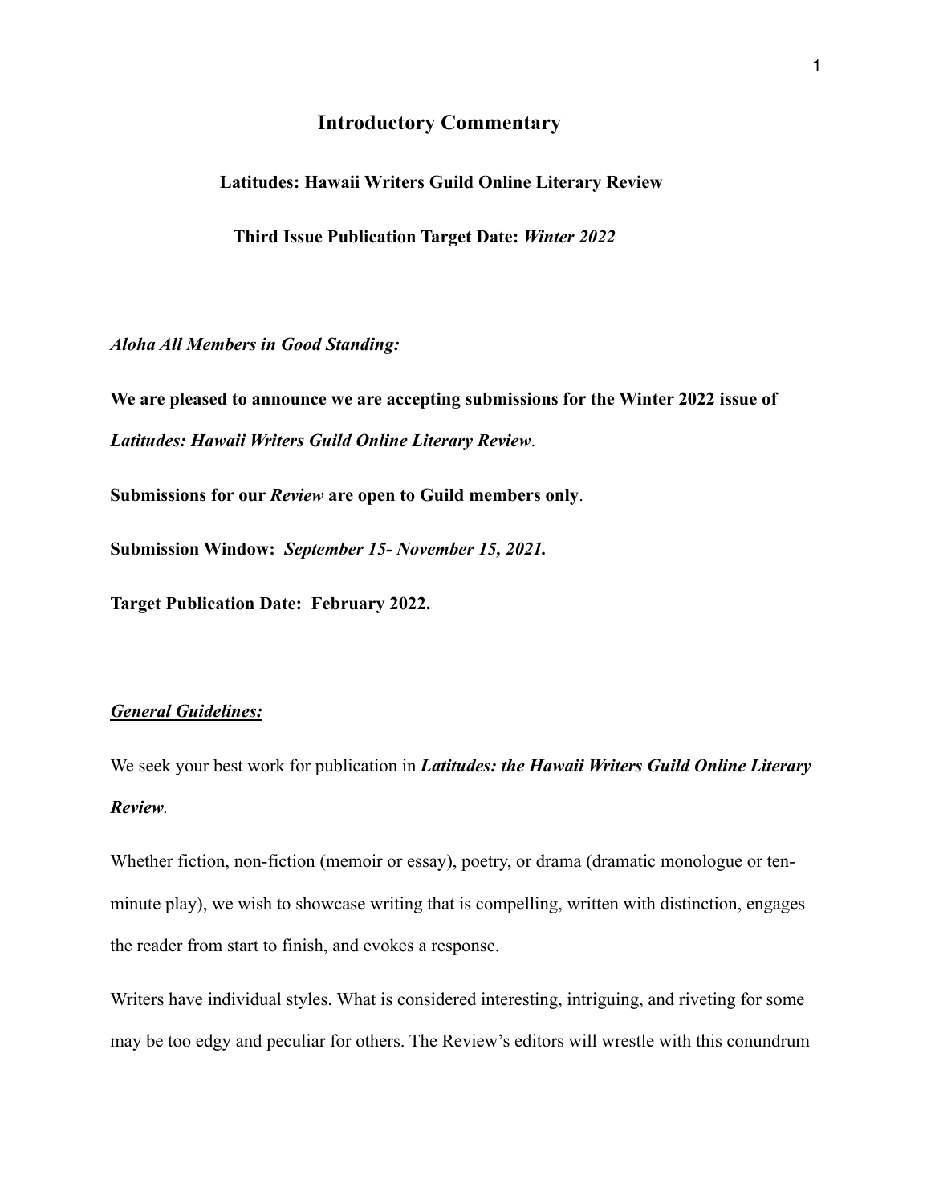# Introductory Commentary

## Latitudes: Hawaii Writers Guild Online Literary Review

### Third Issue Publication Target Date: *Winter 2022*

***Aloha All Members in Good Standing:***

**We are pleased to announce we are accepting submissions for the Winter 2022 issue of *Latitudes: Hawaii Writers Guild Online Literary Review*.**

**Submissions for our *Review* are open to Guild members only**.

**Submission Window:** ***September 15- November 15, 2021.***

**Target Publication Date: February 2022.**

***General Guidelines:***

We seek your best work for publication in ***Latitudes: the Hawaii Writers Guild Online Literary Review***.

Whether fiction, non-fiction (memoir or essay), poetry, or drama (dramatic monologue or ten-minute play), we wish to showcase writing that is compelling, written with distinction, engages the reader from start to finish, and evokes a response.

Writers have individual styles. What is considered interesting, intriguing, and riveting for some may be too edgy and peculiar for others. The Review's editors will wrestle with this conundrum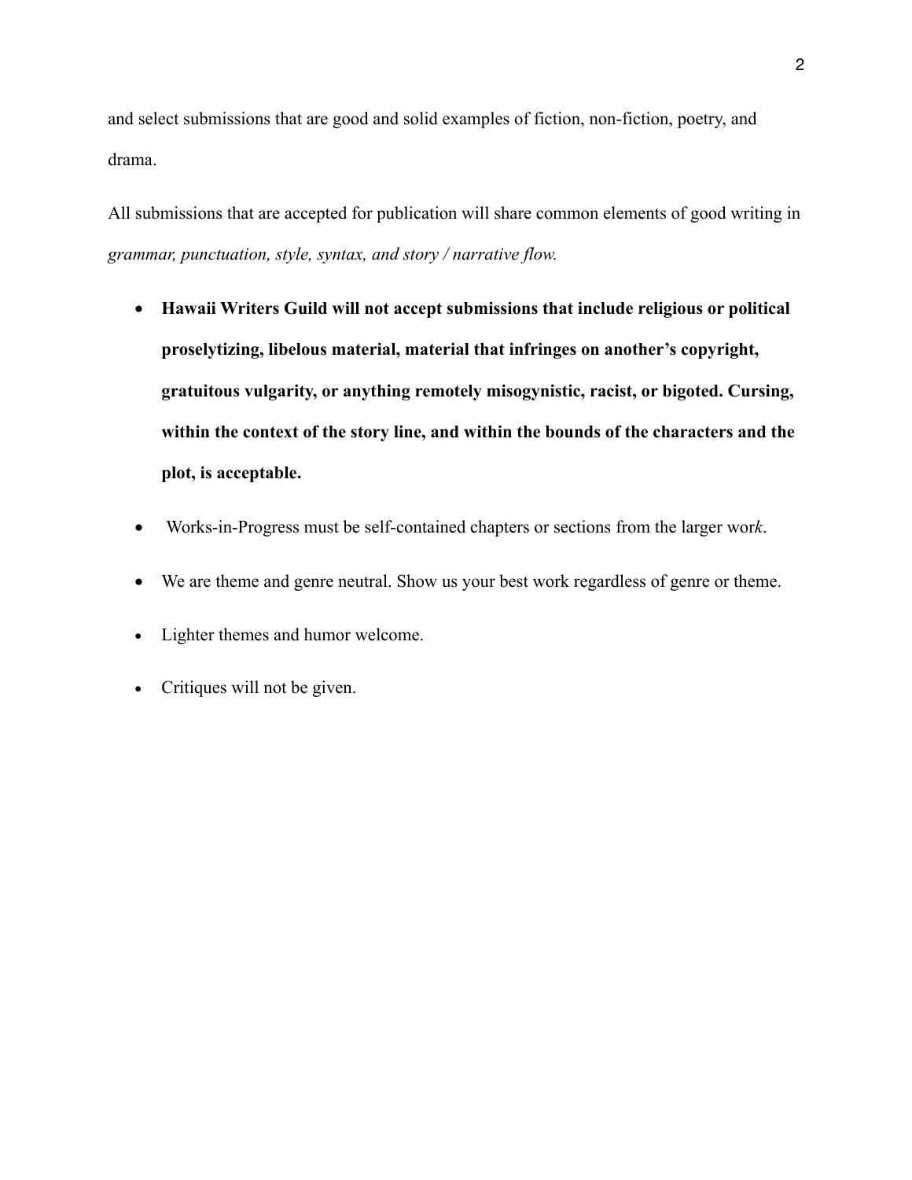and select submissions that are good and solid examples of fiction, non-fiction, poetry, and drama.

All submissions that are accepted for publication will share common elements of good writing in *grammar, punctuation, style, syntax, and story / narrative flow.*

- **Hawaii Writers Guild will not accept submissions that include religious or political proselytizing, libelous material, material that infringes on another's copyright, gratuitous vulgarity, or anything remotely misogynistic, racist, or bigoted. Cursing, within the context of the story line, and within the bounds of the characters and the plot, is acceptable.**
- Works-in-Progress must be self-contained chapters or sections from the larger wor*k*.
- We are theme and genre neutral. Show us your best work regardless of genre or theme.
- Lighter themes and humor welcome.
- Critiques will not be given.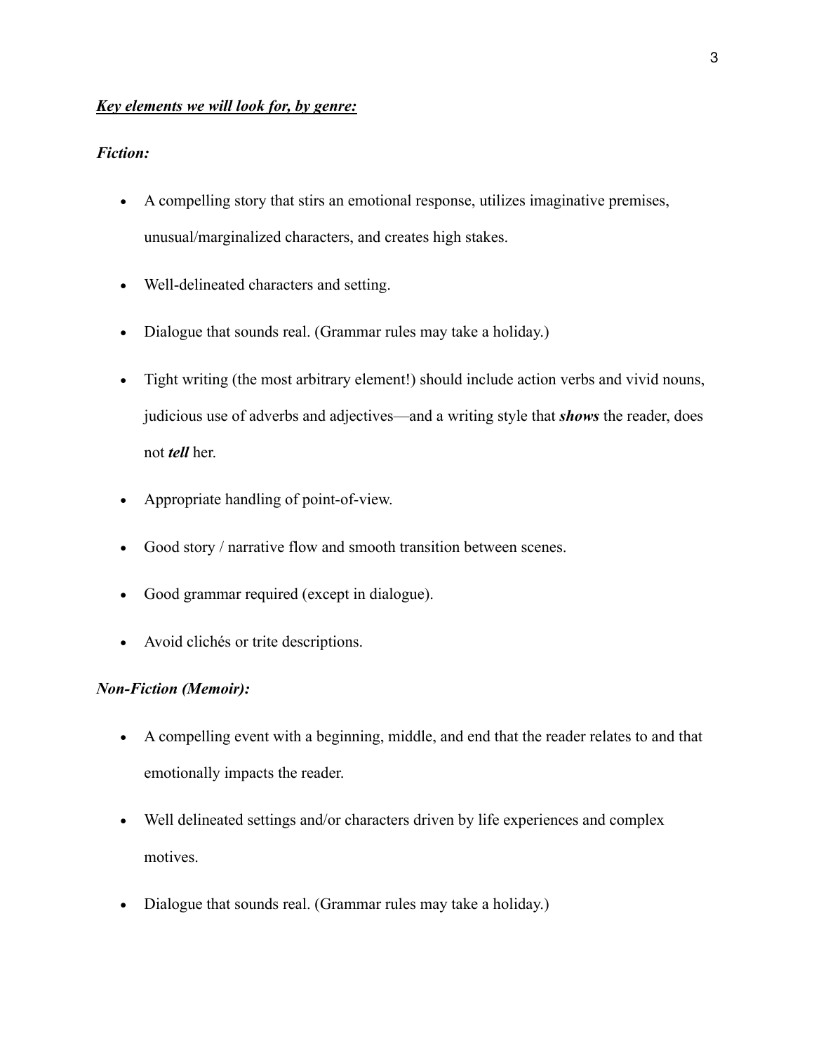***Key elements we will look for, by genre:***

***Fiction:***

- A compelling story that stirs an emotional response, utilizes imaginative premises, unusual/marginalized characters, and creates high stakes.
- Well-delineated characters and setting.
- Dialogue that sounds real. (Grammar rules may take a holiday.)
- Tight writing (the most arbitrary element!) should include action verbs and vivid nouns, judicious use of adverbs and adjectives—and a writing style that ***shows*** the reader, does not ***tell*** her.
- Appropriate handling of point-of-view.
- Good story / narrative flow and smooth transition between scenes.
- Good grammar required (except in dialogue).
- Avoid clichés or trite descriptions.

***Non-Fiction (Memoir):***

- A compelling event with a beginning, middle, and end that the reader relates to and that emotionally impacts the reader.
- Well delineated settings and/or characters driven by life experiences and complex motives.
- Dialogue that sounds real. (Grammar rules may take a holiday.)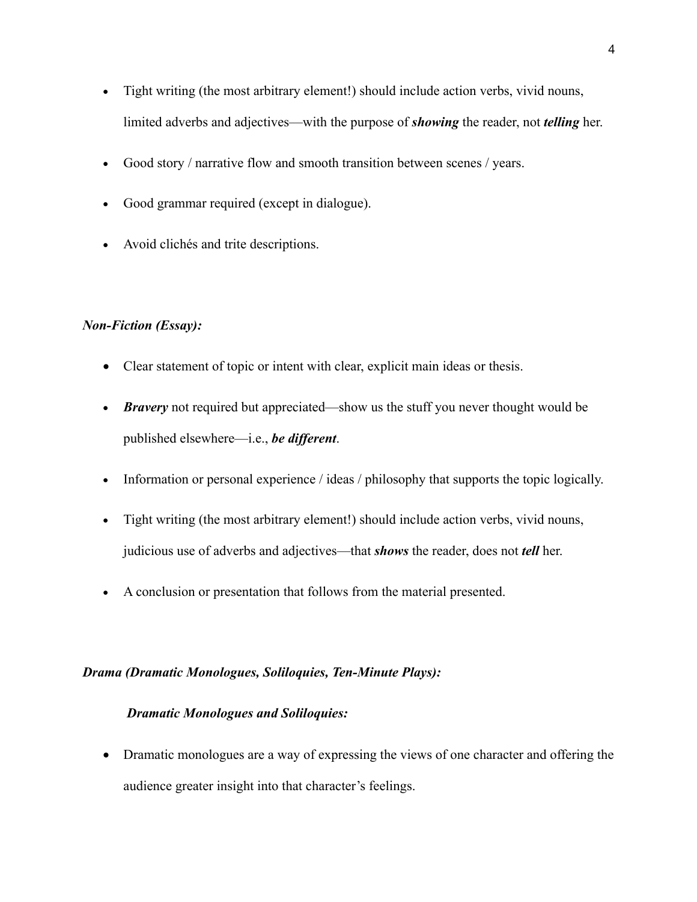- Tight writing (the most arbitrary element!) should include action verbs, vivid nouns, limited adverbs and adjectives—with the purpose of ***showing*** the reader, not ***telling*** her.
- Good story / narrative flow and smooth transition between scenes / years.
- Good grammar required (except in dialogue).
- Avoid clichés and trite descriptions.

***Non-Fiction (Essay):***

- Clear statement of topic or intent with clear, explicit main ideas or thesis.
- ***Bravery*** not required but appreciated—show us the stuff you never thought would be published elsewhere—i.e., ***be different***.
- Information or personal experience / ideas / philosophy that supports the topic logically.
- Tight writing (the most arbitrary element!) should include action verbs, vivid nouns, judicious use of adverbs and adjectives—that ***shows*** the reader, does not ***tell*** her.
- A conclusion or presentation that follows from the material presented.

***Drama (Dramatic Monologues, Soliloquies, Ten-Minute Plays):***

***Dramatic Monologues and Soliloquies:***

- Dramatic monologues are a way of expressing the views of one character and offering the audience greater insight into that character's feelings.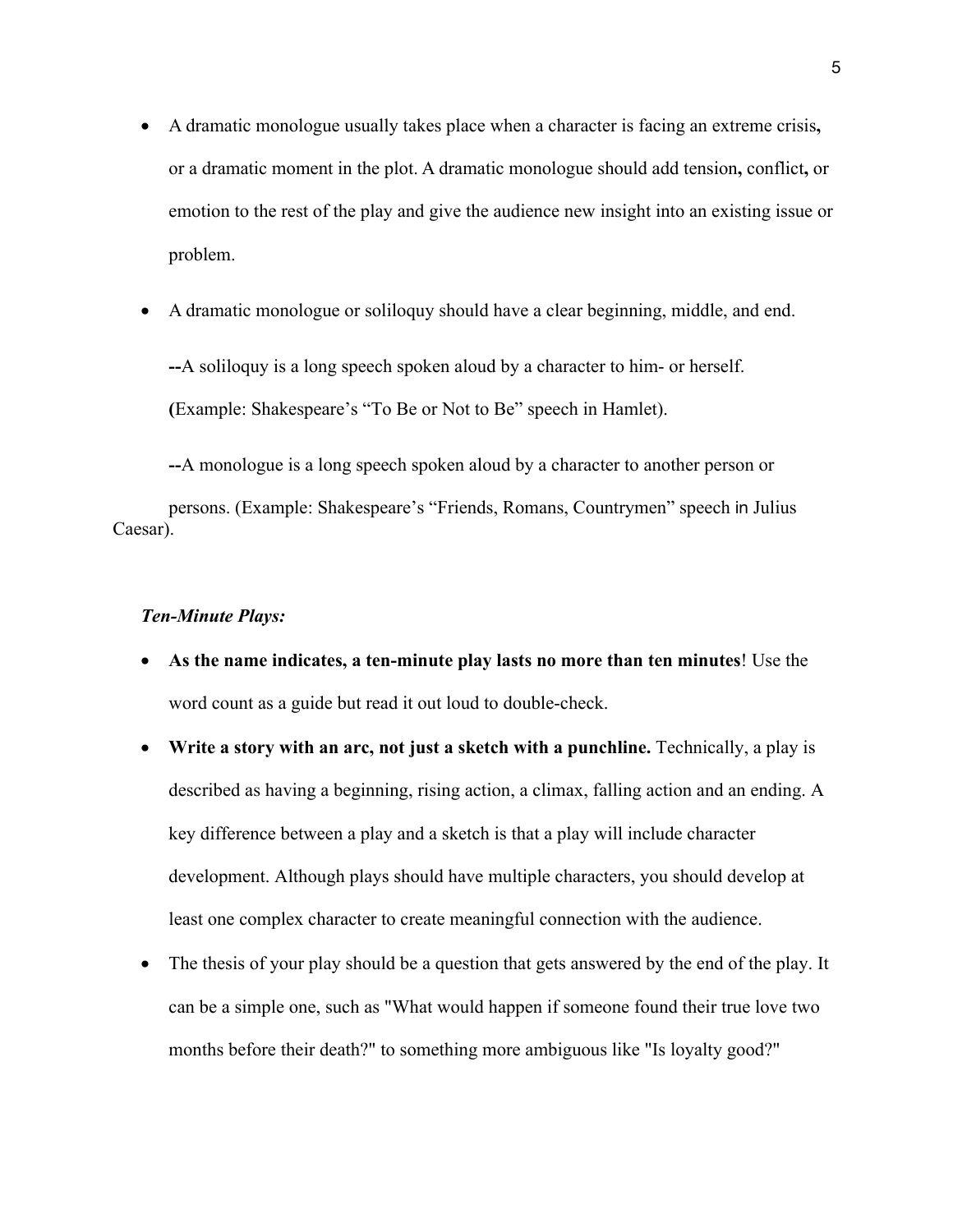- A dramatic monologue usually takes place when a character is facing an extreme crisis**,** or a dramatic moment in the plot. A dramatic monologue should add tension**,** conflict**,** or emotion to the rest of the play and give the audience new insight into an existing issue or problem.

- A dramatic monologue or soliloquy should have a clear beginning, middle, and end.

  **--**A soliloquy is a long speech spoken aloud by a character to him- or herself. **(**Example: Shakespeare's "To Be or Not to Be" speech in Hamlet).

  **--**A monologue is a long speech spoken aloud by a character to another person or persons. (Example: Shakespeare's "Friends, Romans, Countrymen" speech in Julius Caesar).

***Ten-Minute Plays:***

- **As the name indicates, a ten-minute play lasts no more than ten minutes**! Use the word count as a guide but read it out loud to double-check.
- **Write a story with an arc, not just a sketch with a punchline.** Technically, a play is described as having a beginning, rising action, a climax, falling action and an ending. A key difference between a play and a sketch is that a play will include character development. Although plays should have multiple characters, you should develop at least one complex character to create meaningful connection with the audience.
- The thesis of your play should be a question that gets answered by the end of the play. It can be a simple one, such as "What would happen if someone found their true love two months before their death?" to something more ambiguous like "Is loyalty good?"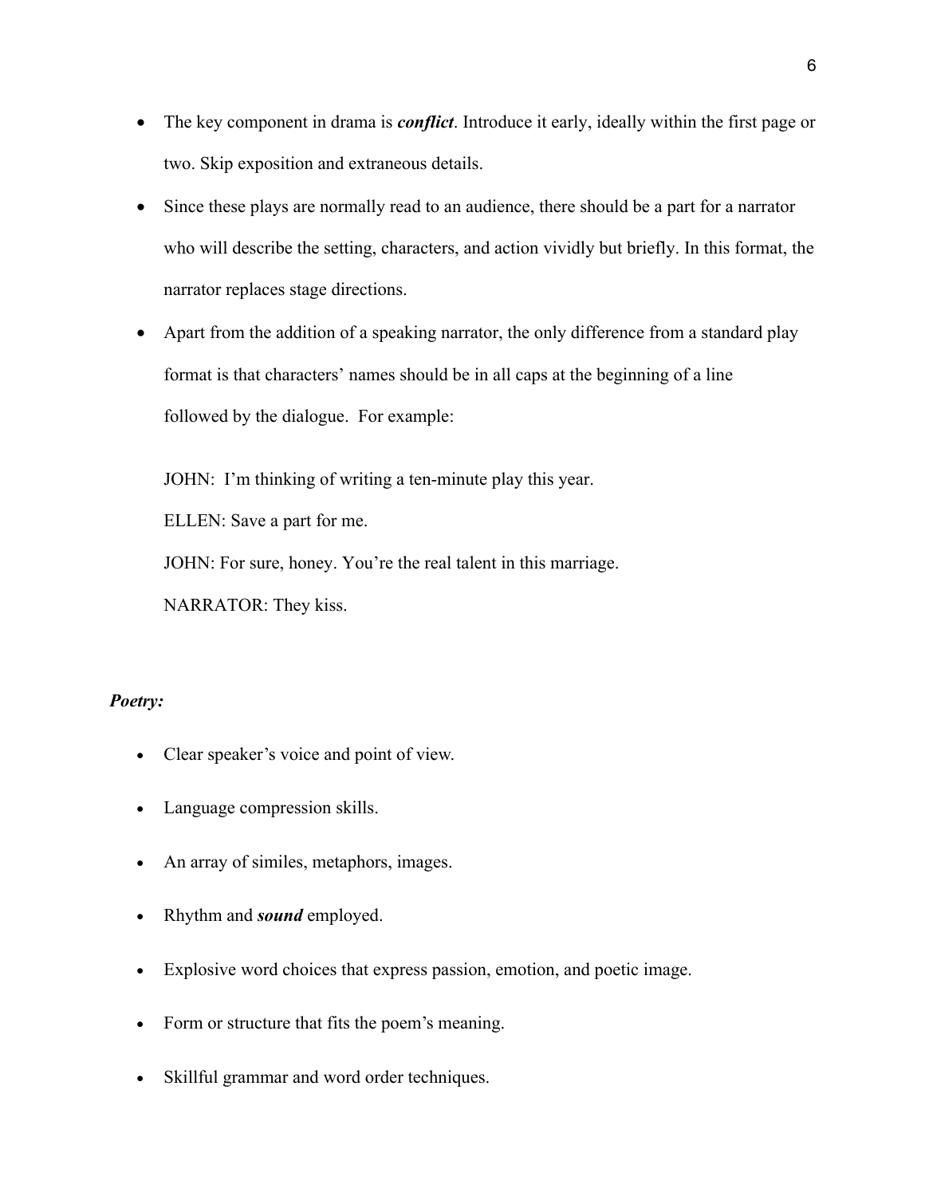- The key component in drama is ***conflict***. Introduce it early, ideally within the first page or two. Skip exposition and extraneous details.
- Since these plays are normally read to an audience, there should be a part for a narrator who will describe the setting, characters, and action vividly but briefly. In this format, the narrator replaces stage directions.
- Apart from the addition of a speaking narrator, the only difference from a standard play format is that characters' names should be in all caps at the beginning of a line followed by the dialogue. For example:

  JOHN: I'm thinking of writing a ten-minute play this year.

  ELLEN: Save a part for me.

  JOHN: For sure, honey. You're the real talent in this marriage.

  NARRATOR: They kiss.

***Poetry:***

- Clear speaker's voice and point of view.
- Language compression skills.
- An array of similes, metaphors, images.
- Rhythm and ***sound*** employed.
- Explosive word choices that express passion, emotion, and poetic image.
- Form or structure that fits the poem's meaning.
- Skillful grammar and word order techniques.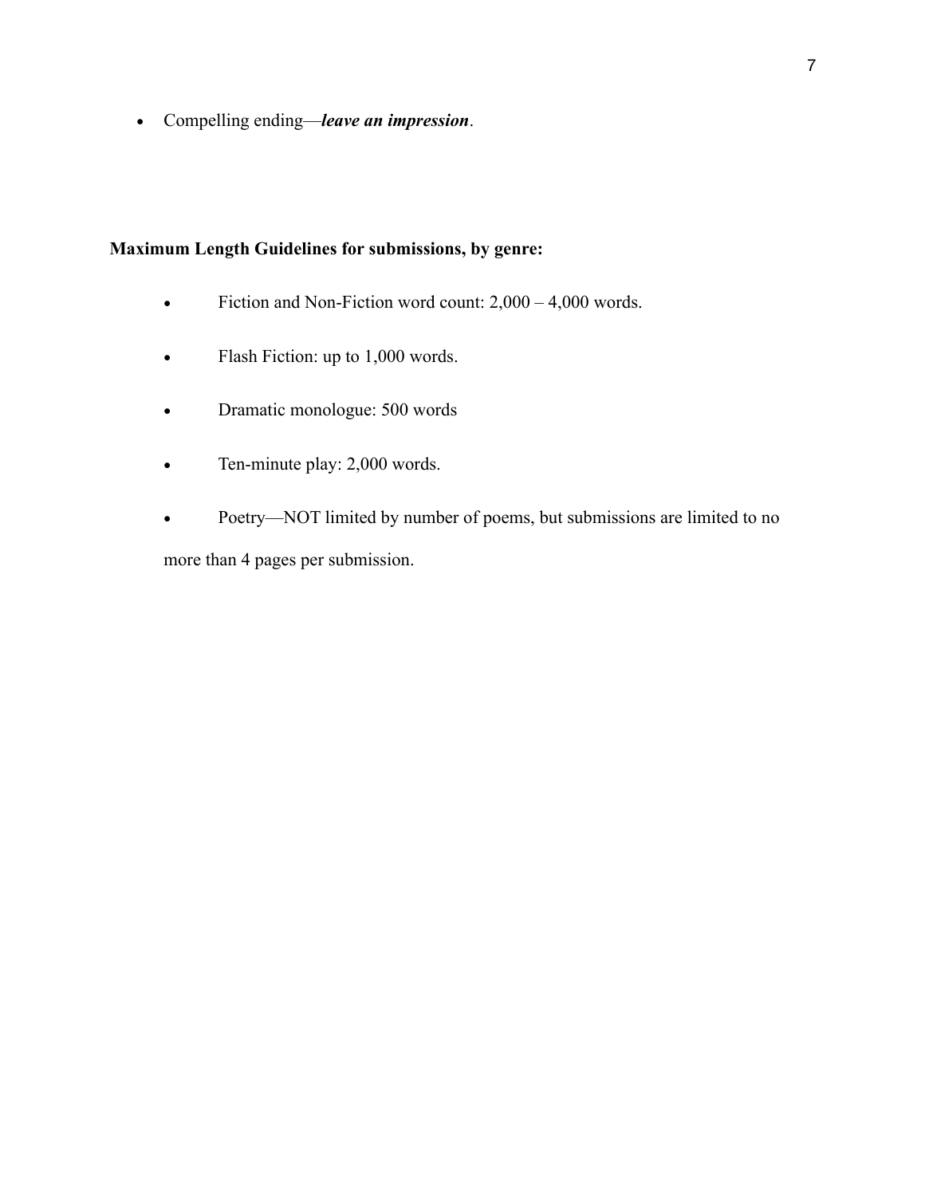- Compelling ending—***leave an impression***.

**Maximum Length Guidelines for submissions, by genre:**

- Fiction and Non-Fiction word count: 2,000 – 4,000 words.
- Flash Fiction: up to 1,000 words.
- Dramatic monologue: 500 words
- Ten-minute play: 2,000 words.
- Poetry—NOT limited by number of poems, but submissions are limited to no more than 4 pages per submission.